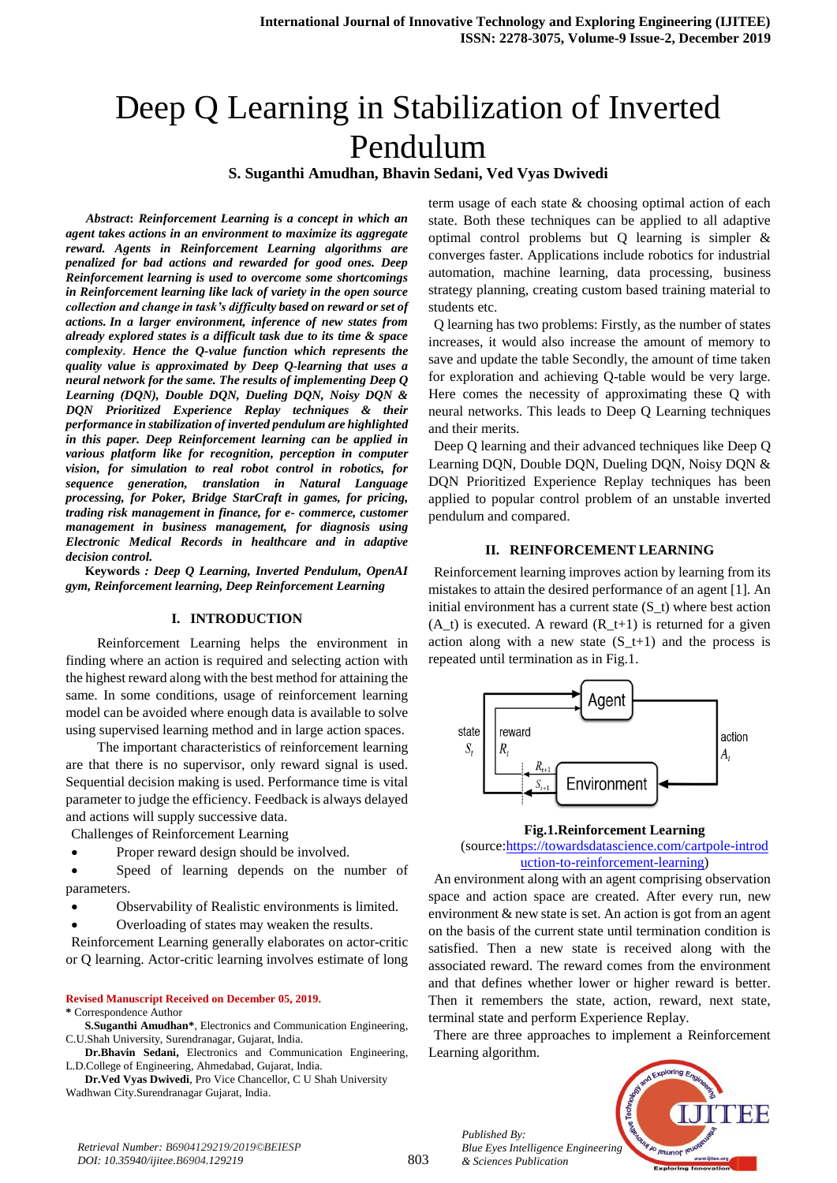# Deep Q Learning in Stabilization of Inverted Pendulum

**S. Suganthi Amudhan, Bhavin Sedani, Ved Vyas Dwivedi**

***Abstract*: *Reinforcement Learning is a concept in which an agent takes actions in an environment to maximize its aggregate reward. Agents in Reinforcement Learning algorithms are penalized for bad actions and rewarded for good ones. Deep Reinforcement learning is used to overcome some shortcomings in Reinforcement learning like lack of variety in the open source collection and change in task's difficulty based on reward or set of actions. In a larger environment, inference of new states from already explored states is a difficult task due to its time & space complexity. Hence the Q-value function which represents the quality value is approximated by Deep Q-learning that uses a neural network for the same. The results of implementing Deep Q Learning (DQN), Double DQN, Dueling DQN, Noisy DQN & DQN Prioritized Experience Replay techniques & their performance in stabilization of inverted pendulum are highlighted in this paper. Deep Reinforcement learning can be applied in various platform like for recognition, perception in computer vision, for simulation to real robot control in robotics, for sequence generation, translation in Natural Language processing, for Poker, Bridge StarCraft in games, for pricing, trading risk management in finance, for e- commerce, customer management in business management, for diagnosis using Electronic Medical Records in healthcare and in adaptive decision control.***

**Keywords** *: Deep Q Learning, Inverted Pendulum, OpenAI gym, Reinforcement learning, Deep Reinforcement Learning*

## I. INTRODUCTION

Reinforcement Learning helps the environment in finding where an action is required and selecting action with the highest reward along with the best method for attaining the same. In some conditions, usage of reinforcement learning model can be avoided where enough data is available to solve using supervised learning method and in large action spaces.

The important characteristics of reinforcement learning are that there is no supervisor, only reward signal is used. Sequential decision making is used. Performance time is vital parameter to judge the efficiency. Feedback is always delayed and actions will supply successive data.

Challenges of Reinforcement Learning

- Proper reward design should be involved.
- Speed of learning depends on the number of parameters.
- Observability of Realistic environments is limited.
- Overloading of states may weaken the results.

Reinforcement Learning generally elaborates on actor-critic or Q learning. Actor-critic learning involves estimate of long term usage of each state & choosing optimal action of each state. Both these techniques can be applied to all adaptive optimal control problems but Q learning is simpler & converges faster. Applications include robotics for industrial automation, machine learning, data processing, business strategy planning, creating custom based training material to students etc.

Q learning has two problems: Firstly, as the number of states increases, it would also increase the amount of memory to save and update the table Secondly, the amount of time taken for exploration and achieving Q-table would be very large. Here comes the necessity of approximating these Q with neural networks. This leads to Deep Q Learning techniques and their merits.

Deep Q learning and their advanced techniques like Deep Q Learning DQN, Double DQN, Dueling DQN, Noisy DQN & DQN Prioritized Experience Replay techniques has been applied to popular control problem of an unstable inverted pendulum and compared.

## II. REINFORCEMENT LEARNING

Reinforcement learning improves action by learning from its mistakes to attain the desired performance of an agent [1]. An initial environment has a current state (S_t) where best action (A_t) is executed. A reward (R_t+1) is returned for a given action along with a new state (S_t+1) and the process is repeated until termination as in Fig.1.

**Fig.1.Reinforcement Learning**

(source:https://towardsdatascience.com/cartpole-introduction-to-reinforcement-learning)

An environment along with an agent comprising observation space and action space are created. After every run, new environment & new state is set. An action is got from an agent on the basis of the current state until termination condition is satisfied. Then a new state is received along with the associated reward. The reward comes from the environment and that defines whether lower or higher reward is better. Then it remembers the state, action, reward, next state, terminal state and perform Experience Replay.

There are three approaches to implement a Reinforcement Learning algorithm.

**Revised Manuscript Received on December 05, 2019.**

**\*** Correspondence Author

**S.Suganthi Amudhan\***, Electronics and Communication Engineering, C.U.Shah University, Surendranagar, Gujarat, India.

**Dr.Bhavin Sedani,** Electronics and Communication Engineering, L.D.College of Engineering, Ahmedabad, Gujarat, India.

**Dr.Ved Vyas Dwivedi**, Pro Vice Chancellor, C U Shah University Wadhwan City.Surendranagar Gujarat, India.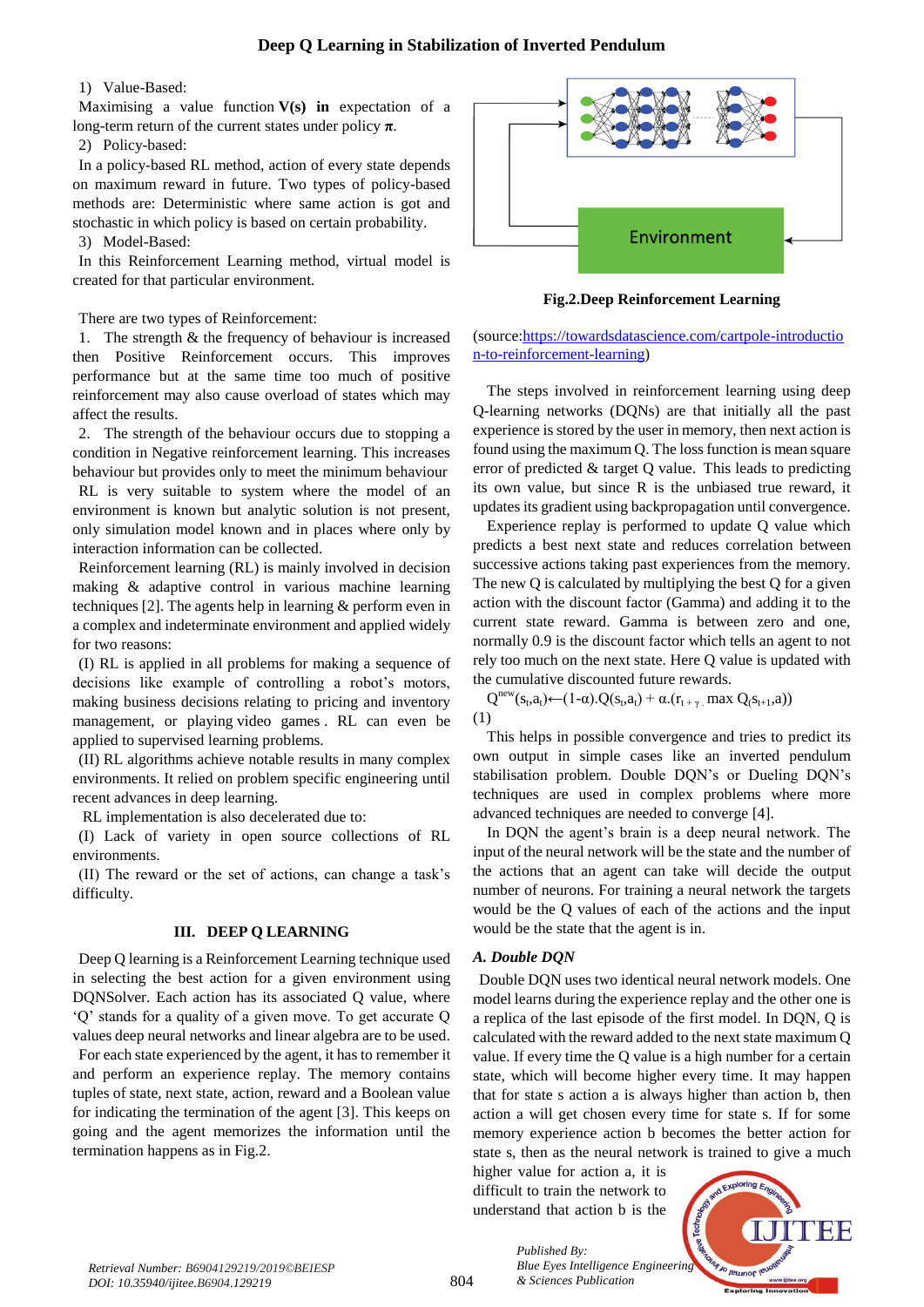1) Value-Based:

Maximising a value function **V(s) in** expectation of a long-term return of the current states under policy $\pi$.

2) Policy-based:

In a policy-based RL method, action of every state depends on maximum reward in future. Two types of policy-based methods are: Deterministic where same action is got and stochastic in which policy is based on certain probability.

3) Model-Based:

In this Reinforcement Learning method, virtual model is created for that particular environment.

There are two types of Reinforcement:

1. The strength & the frequency of behaviour is increased then Positive Reinforcement occurs. This improves performance but at the same time too much of positive reinforcement may also cause overload of states which may affect the results.

2. The strength of the behaviour occurs due to stopping a condition in Negative reinforcement learning. This increases behaviour but provides only to meet the minimum behaviour

RL is very suitable to system where the model of an environment is known but analytic solution is not present, only simulation model known and in places where only by interaction information can be collected.

Reinforcement learning (RL) is mainly involved in decision making & adaptive control in various machine learning techniques [2]. The agents help in learning & perform even in a complex and indeterminate environment and applied widely for two reasons:

(I) RL is applied in all problems for making a sequence of decisions like example of controlling a robot's motors, making business decisions relating to pricing and inventory management, or playing video games . RL can even be applied to supervised learning problems.

(II) RL algorithms achieve notable results in many complex environments. It relied on problem specific engineering until recent advances in deep learning.

RL implementation is also decelerated due to:

(I) Lack of variety in open source collections of RL environments.

(II) The reward or the set of actions, can change a task's difficulty.

## III. DEEP Q LEARNING

Deep Q learning is a Reinforcement Learning technique used in selecting the best action for a given environment using DQNSolver. Each action has its associated Q value, where 'Q' stands for a quality of a given move. To get accurate Q values deep neural networks and linear algebra are to be used.

For each state experienced by the agent, it has to remember it and perform an experience replay. The memory contains tuples of state, next state, action, reward and a Boolean value for indicating the termination of the agent [3]. This keeps on going and the agent memorizes the information until the termination happens as in Fig.2.

**Fig.2.Deep Reinforcement Learning**

(source:https://towardsdatascience.com/cartpole-introduction-to-reinforcement-learning)

The steps involved in reinforcement learning using deep Q-learning networks (DQNs) are that initially all the past experience is stored by the user in memory, then next action is found using the maximum Q. The loss function is mean square error of predicted & target Q value. This leads to predicting its own value, but since R is the unbiased true reward, it updates its gradient using backpropagation until convergence.

Experience replay is performed to update Q value which predicts a best next state and reduces correlation between successive actions taking past experiences from the memory. The new Q is calculated by multiplying the best Q for a given action with the discount factor (Gamma) and adding it to the current state reward. Gamma is between zero and one, normally 0.9 is the discount factor which tells an agent to not rely too much on the next state. Here Q value is updated with the cumulative discounted future rewards.

$$Q^{new}(s_t,a_t)\leftarrow(1\text{-}\alpha).Q(s_t,a_t) + \alpha.(r_{t+\gamma}.\max Q(s_{t+1},a)) \quad (1)$$

This helps in possible convergence and tries to predict its own output in simple cases like an inverted pendulum stabilisation problem. Double DQN's or Dueling DQN's techniques are used in complex problems where more advanced techniques are needed to converge [4].

In DQN the agent's brain is a deep neural network. The input of the neural network will be the state and the number of the actions that an agent can take will decide the output number of neurons. For training a neural network the targets would be the Q values of each of the actions and the input would be the state that the agent is in.

### *A. Double DQN*

Double DQN uses two identical neural network models. One model learns during the experience replay and the other one is a replica of the last episode of the first model. In DQN, Q is calculated with the reward added to the next state maximum Q value. If every time the Q value is a high number for a certain state, which will become higher every time. It may happen that for state s action a is always higher than action b, then action a will get chosen every time for state s. If for some memory experience action b becomes the better action for state s, then as the neural network is trained to give a much higher value for action a, it is difficult to train the network to understand that action b is the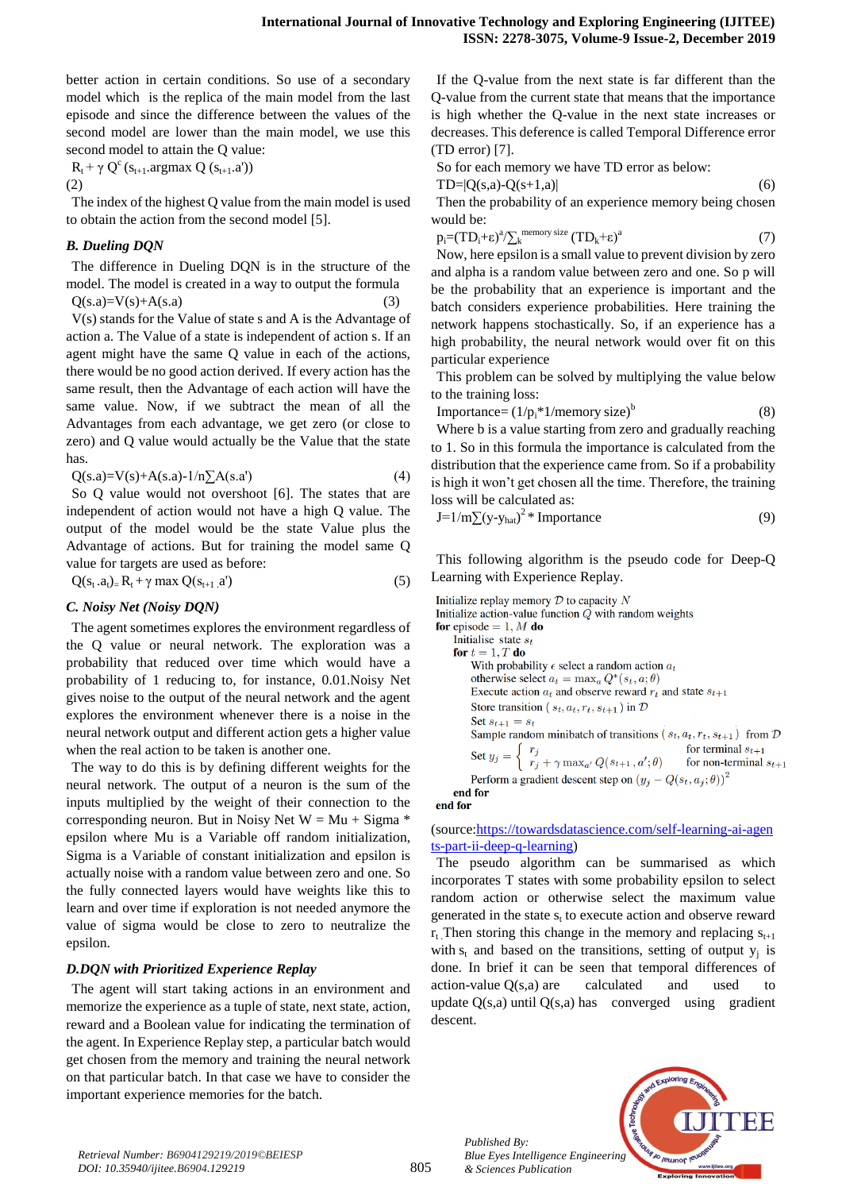better action in certain conditions. So use of a secondary model which is the replica of the main model from the last episode and since the difference between the values of the second model are lower than the main model, we use this second model to attain the Q value:

$R_t + \gamma Q^c (s_{t+1}.\text{argmax } Q(s_{t+1}.a'))$ (2)

The index of the highest Q value from the main model is used to obtain the action from the second model [5].

### B. Dueling DQN

The difference in Dueling DQN is in the structure of the model. The model is created in a way to output the formula

$$Q(s.a)=V(s)+A(s.a) \quad (3)$$

V(s) stands for the Value of state s and A is the Advantage of action a. The Value of a state is independent of action s. If an agent might have the same Q value in each of the actions, there would be no good action derived. If every action has the same result, then the Advantage of each action will have the same value. Now, if we subtract the mean of all the Advantages from each advantage, we get zero (or close to zero) and Q value would actually be the Value that the state has.

$$Q(s.a)=V(s)+A(s.a)-1/n\sum A(s.a') \quad (4)$$

So Q value would not overshoot [6]. The states that are independent of action would not have a high Q value. The output of the model would be the state Value plus the Advantage of actions. But for training the model same Q value for targets are used as before:

$$Q(s_t .a_t) = R_t + \gamma \max Q(s_{t+1} .a') \quad (5)$$

### C. Noisy Net (Noisy DQN)

The agent sometimes explores the environment regardless of the Q value or neural network. The exploration was a probability that reduced over time which would have a probability of 1 reducing to, for instance, 0.01.Noisy Net gives noise to the output of the neural network and the agent explores the environment whenever there is a noise in the neural network output and different action gets a higher value when the real action to be taken is another one.

The way to do this is by defining different weights for the neural network. The output of a neuron is the sum of the inputs multiplied by the weight of their connection to the corresponding neuron. But in Noisy Net W = Mu + Sigma * epsilon where Mu is a Variable off random initialization, Sigma is a Variable of constant initialization and epsilon is actually noise with a random value between zero and one. So the fully connected layers would have weights like this to learn and over time if exploration is not needed anymore the value of sigma would be close to zero to neutralize the epsilon.

### D.DQN with Prioritized Experience Replay

The agent will start taking actions in an environment and memorize the experience as a tuple of state, next state, action, reward and a Boolean value for indicating the termination of the agent. In Experience Replay step, a particular batch would get chosen from the memory and training the neural network on that particular batch. In that case we have to consider the important experience memories for the batch.

If the Q-value from the next state is far different than the Q-value from the current state that means that the importance is high whether the Q-value in the next state increases or decreases. This deference is called Temporal Difference error (TD error) [7].

So for each memory we have TD error as below:

$$TD=|Q(s,a)-Q(s+1,a)| \quad (6)$$

Then the probability of an experience memory being chosen would be:

$$p_i=(TD_i+\varepsilon)^a/\sum_k^{\text{memory size}} (TD_k+\varepsilon)^a \quad (7)$$

Now, here epsilon is a small value to prevent division by zero and alpha is a random value between zero and one. So p will be the probability that an experience is important and the batch considers experience probabilities. Here training the network happens stochastically. So, if an experience has a high probability, the neural network would over fit on this particular experience

This problem can be solved by multiplying the value below to the training loss:

$$\text{Importance}= (1/p_i * 1/\text{memory size})^b \quad (8)$$

Where b is a value starting from zero and gradually reaching to 1. So in this formula the importance is calculated from the distribution that the experience came from. So if a probability is high it won't get chosen all the time. Therefore, the training loss will be calculated as:

$$J=1/m\sum(y-y_{hat})^2 * \text{Importance} \quad (9)$$

This following algorithm is the pseudo code for Deep-Q Learning with Experience Replay.

```
Initialize replay memory D to capacity N
Initialize action-value function Q with random weights
for episode = 1, M do
    Initialise state s_t
    for t = 1, T do
        With probability ε select a random action a_t
        otherwise select a_t = max_a Q*(s_t, a; θ)
        Execute action a_t and observe reward r_t and state s_{t+1}
        Store transition (s_t, a_t, r_t, s_{t+1}) in D
        Set s_{t+1} = s_t
        Sample random minibatch of transitions (s_t, a_t, r_t, s_{t+1}) from D
        Set y_j = { r_j                              for terminal s_{t+1}
                  { r_j + γ max_a' Q(s_{t+1}, a'; θ)  for non-terminal s_{t+1}
        Perform a gradient descent step on (y_j − Q(s_t, a_j; θ))^2
    end for
end for
```

(source:https://towardsdatascience.com/self-learning-ai-agents-part-ii-deep-q-learning)

The pseudo algorithm can be summarised as which incorporates T states with some probability epsilon to select random action or otherwise select the maximum value generated in the state $s_t$ to execute action and observe reward $r_t$. Then storing this change in the memory and replacing $s_{t+1}$ with $s_t$ and based on the transitions, setting of output $y_j$ is done. In brief it can be seen that temporal differences of action-value Q(s,a) are calculated and used to update Q(s,a) until Q(s,a) has converged using gradient descent.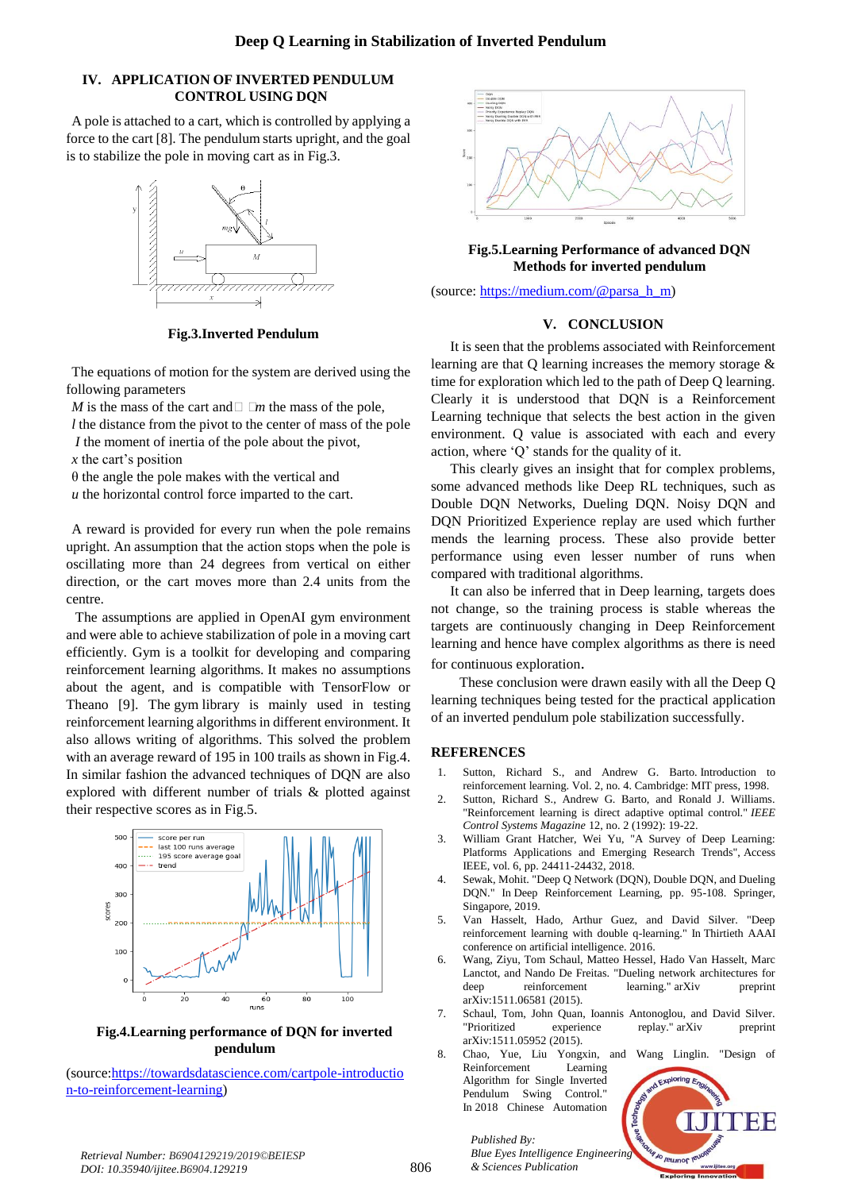## IV. APPLICATION OF INVERTED PENDULUM CONTROL USING DQN

A pole is attached to a cart, which is controlled by applying a force to the cart [8]. The pendulum starts upright, and the goal is to stabilize the pole in moving cart as in Fig.3.

**Fig.3.Inverted Pendulum**

The equations of motion for the system are derived using the following parameters

*M* is the mass of the cart and *m* the mass of the pole,
*l* the distance from the pivot to the center of mass of the pole
*I* the moment of inertia of the pole about the pivot,
*x* the cart's position
θ the angle the pole makes with the vertical and
*u* the horizontal control force imparted to the cart.

A reward is provided for every run when the pole remains upright. An assumption that the action stops when the pole is oscillating more than 24 degrees from vertical on either direction, or the cart moves more than 2.4 units from the centre.

The assumptions are applied in OpenAI gym environment and were able to achieve stabilization of pole in a moving cart efficiently. Gym is a toolkit for developing and comparing reinforcement learning algorithms. It makes no assumptions about the agent, and is compatible with TensorFlow or Theano [9]. The gym library is mainly used in testing reinforcement learning algorithms in different environment. It also allows writing of algorithms. This solved the problem with an average reward of 195 in 100 trails as shown in Fig.4. In similar fashion the advanced techniques of DQN are also explored with different number of trials & plotted against their respective scores as in Fig.5.

**Fig.4.Learning performance of DQN for inverted pendulum**

(source:https://towardsdatascience.com/cartpole-introduction-to-reinforcement-learning)

**Fig.5.Learning Performance of advanced DQN Methods for inverted pendulum**

(source: https://medium.com/@parsa_h_m)

## V. CONCLUSION

It is seen that the problems associated with Reinforcement learning are that Q learning increases the memory storage & time for exploration which led to the path of Deep Q learning. Clearly it is understood that DQN is a Reinforcement Learning technique that selects the best action in the given environment. Q value is associated with each and every action, where 'Q' stands for the quality of it.

This clearly gives an insight that for complex problems, some advanced methods like Deep RL techniques, such as Double DQN Networks, Dueling DQN. Noisy DQN and DQN Prioritized Experience replay are used which further mends the learning process. These also provide better performance using even lesser number of runs when compared with traditional algorithms.

It can also be inferred that in Deep learning, targets does not change, so the training process is stable whereas the targets are continuously changing in Deep Reinforcement learning and hence have complex algorithms as there is need for continuous exploration.

These conclusion were drawn easily with all the Deep Q learning techniques being tested for the practical application of an inverted pendulum pole stabilization successfully.

## REFERENCES

1. Sutton, Richard S., and Andrew G. Barto. Introduction to reinforcement learning. Vol. 2, no. 4. Cambridge: MIT press, 1998.
2. Sutton, Richard S., Andrew G. Barto, and Ronald J. Williams. "Reinforcement learning is direct adaptive optimal control." *IEEE Control Systems Magazine* 12, no. 2 (1992): 19-22.
3. William Grant Hatcher, Wei Yu, "A Survey of Deep Learning: Platforms Applications and Emerging Research Trends", Access IEEE, vol. 6, pp. 24411-24432, 2018.
4. Sewak, Mohit. "Deep Q Network (DQN), Double DQN, and Dueling DQN." In Deep Reinforcement Learning, pp. 95-108. Springer, Singapore, 2019.
5. Van Hasselt, Hado, Arthur Guez, and David Silver. "Deep reinforcement learning with double q-learning." In Thirtieth AAAI conference on artificial intelligence. 2016.
6. Wang, Ziyu, Tom Schaul, Matteo Hessel, Hado Van Hasselt, Marc Lanctot, and Nando De Freitas. "Dueling network architectures for deep reinforcement learning." arXiv preprint arXiv:1511.06581 (2015).
7. Schaul, Tom, John Quan, Ioannis Antonoglou, and David Silver. "Prioritized experience replay." arXiv preprint arXiv:1511.05952 (2015).
8. Chao, Yue, Liu Yongxin, and Wang Linglin. "Design of Reinforcement Learning Algorithm for Single Inverted Pendulum Swing Control." In 2018 Chinese Automation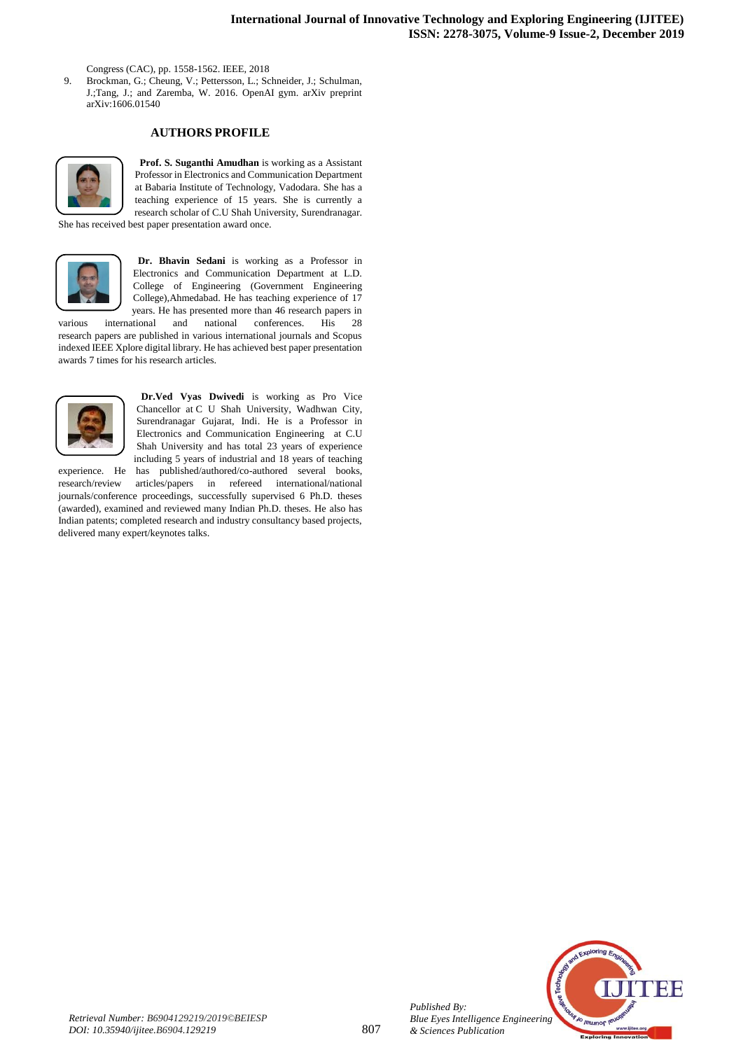Congress (CAC), pp. 1558-1562. IEEE, 2018

9. Brockman, G.; Cheung, V.; Pettersson, L.; Schneider, J.; Schulman, J.;Tang, J.; and Zaremba, W. 2016. OpenAI gym. arXiv preprint arXiv:1606.01540

## AUTHORS PROFILE

**Prof. S. Suganthi Amudhan** is working as a Assistant Professor in Electronics and Communication Department at Babaria Institute of Technology, Vadodara. She has a teaching experience of 15 years. She is currently a research scholar of C.U Shah University, Surendranagar. She has received best paper presentation award once.

**Dr. Bhavin Sedani** is working as a Professor in Electronics and Communication Department at L.D. College of Engineering (Government Engineering College),Ahmedabad. He has teaching experience of 17 years. He has presented more than 46 research papers in various international and national conferences. His 28 research papers are published in various international journals and Scopus indexed IEEE Xplore digital library. He has achieved best paper presentation awards 7 times for his research articles.

**Dr.Ved Vyas Dwivedi** is working as Pro Vice Chancellor at C U Shah University, Wadhwan City, Surendranagar Gujarat, Indi. He is a Professor in Electronics and Communication Engineering at C.U Shah University and has total 23 years of experience including 5 years of industrial and 18 years of teaching experience. He has published/authored/co-authored several books, research/review articles/papers in refereed international/national journals/conference proceedings, successfully supervised 6 Ph.D. theses (awarded), examined and reviewed many Indian Ph.D. theses. He also has Indian patents; completed research and industry consultancy based projects, delivered many expert/keynotes talks.